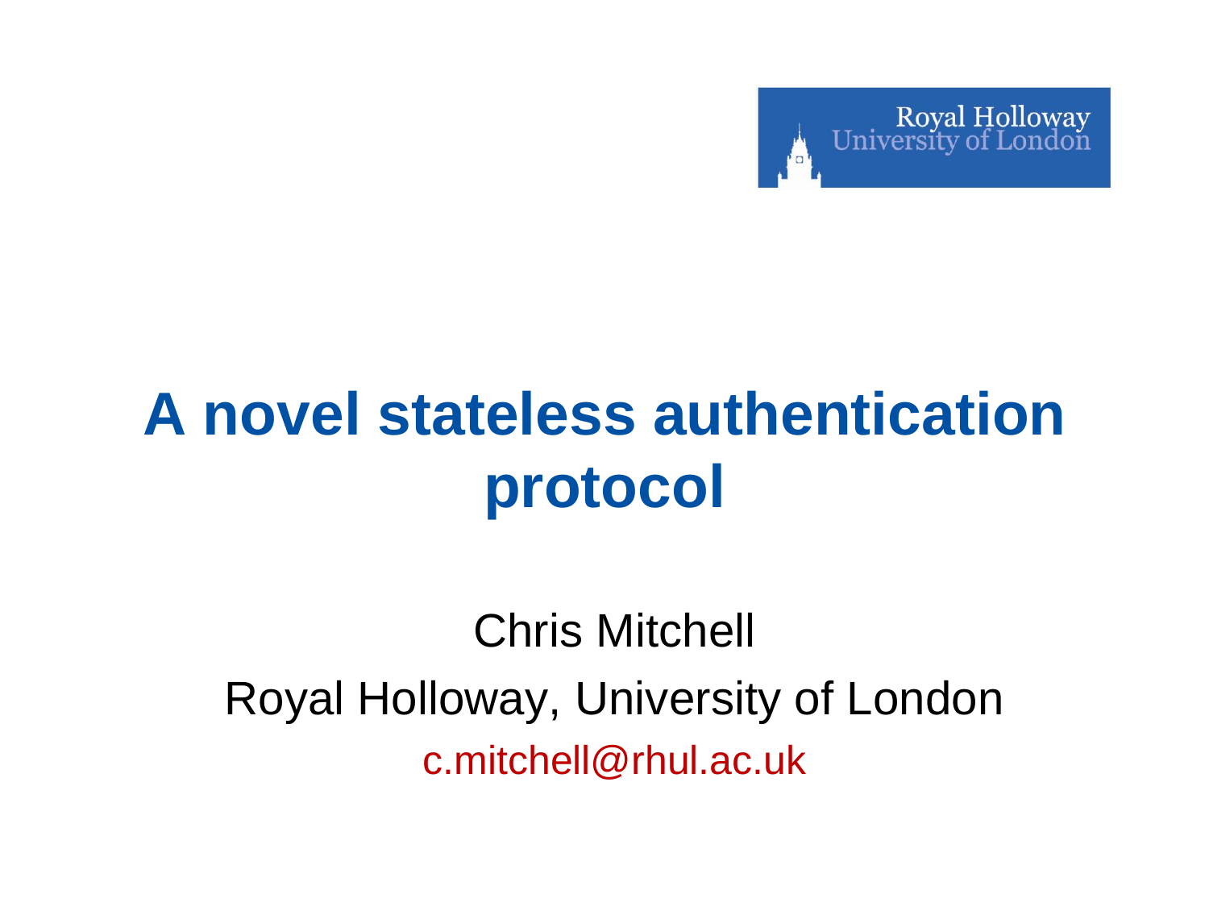Royal Holloway University of London

# A novel stateless authentication protocol

Chris Mitchell

Royal Holloway, University of London

c.mitchell@rhul.ac.uk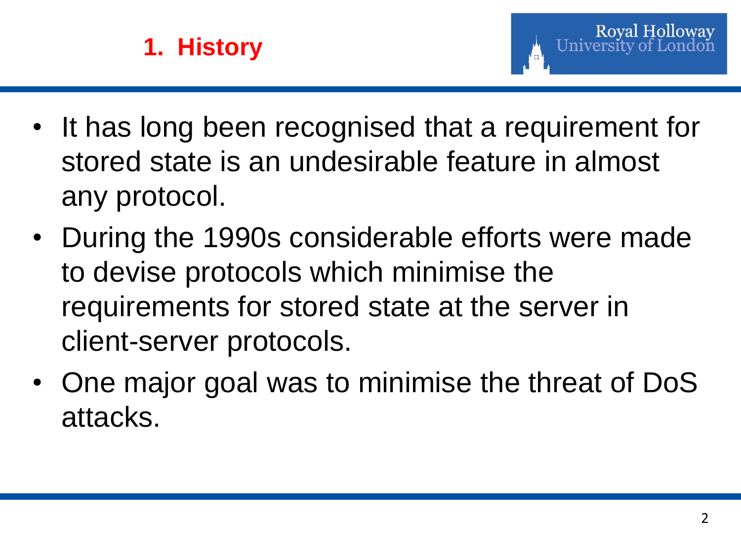# 1. History

- It has long been recognised that a requirement for stored state is an undesirable feature in almost any protocol.
- During the 1990s considerable efforts were made to devise protocols which minimise the requirements for stored state at the server in client-server protocols.
- One major goal was to minimise the threat of DoS attacks.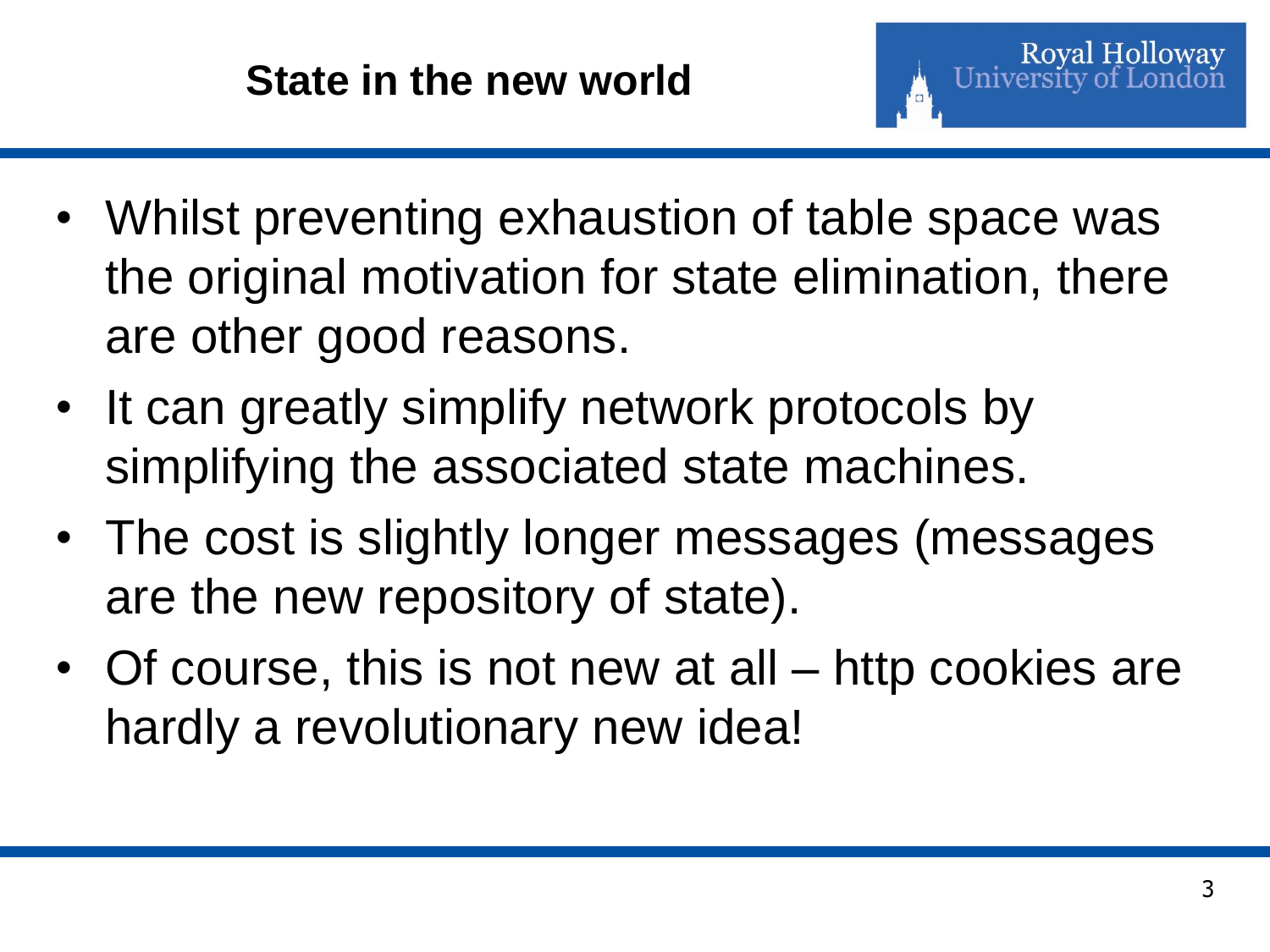# State in the new world

- Whilst preventing exhaustion of table space was the original motivation for state elimination, there are other good reasons.
- It can greatly simplify network protocols by simplifying the associated state machines.
- The cost is slightly longer messages (messages are the new repository of state).
- Of course, this is not new at all – http cookies are hardly a revolutionary new idea!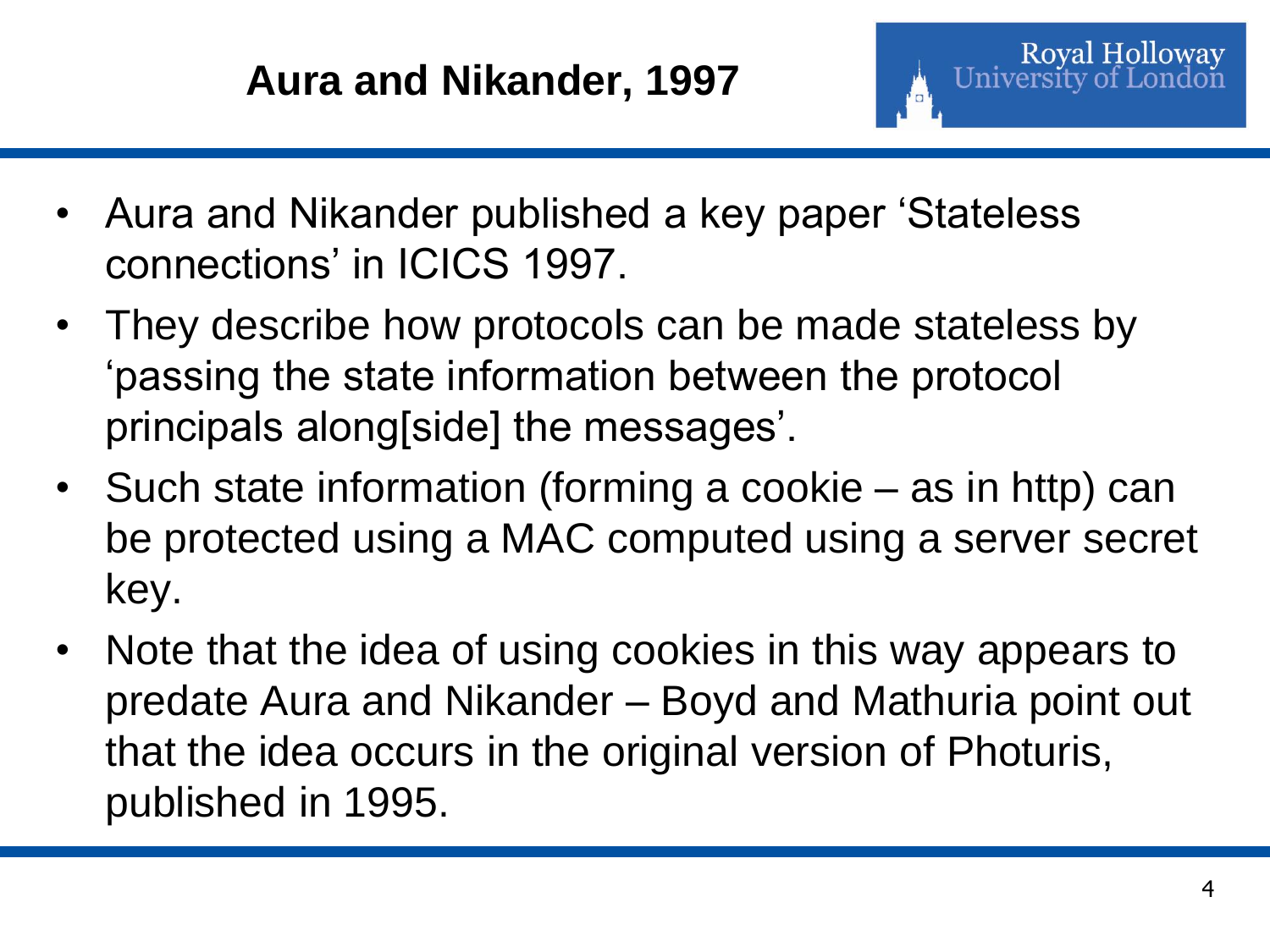# Aura and Nikander, 1997

- Aura and Nikander published a key paper ‘Stateless connections’ in ICICS 1997.
- They describe how protocols can be made stateless by ‘passing the state information between the protocol principals along[side] the messages’.
- Such state information (forming a cookie – as in http) can be protected using a MAC computed using a server secret key.
- Note that the idea of using cookies in this way appears to predate Aura and Nikander – Boyd and Mathuria point out that the idea occurs in the original version of Photuris, published in 1995.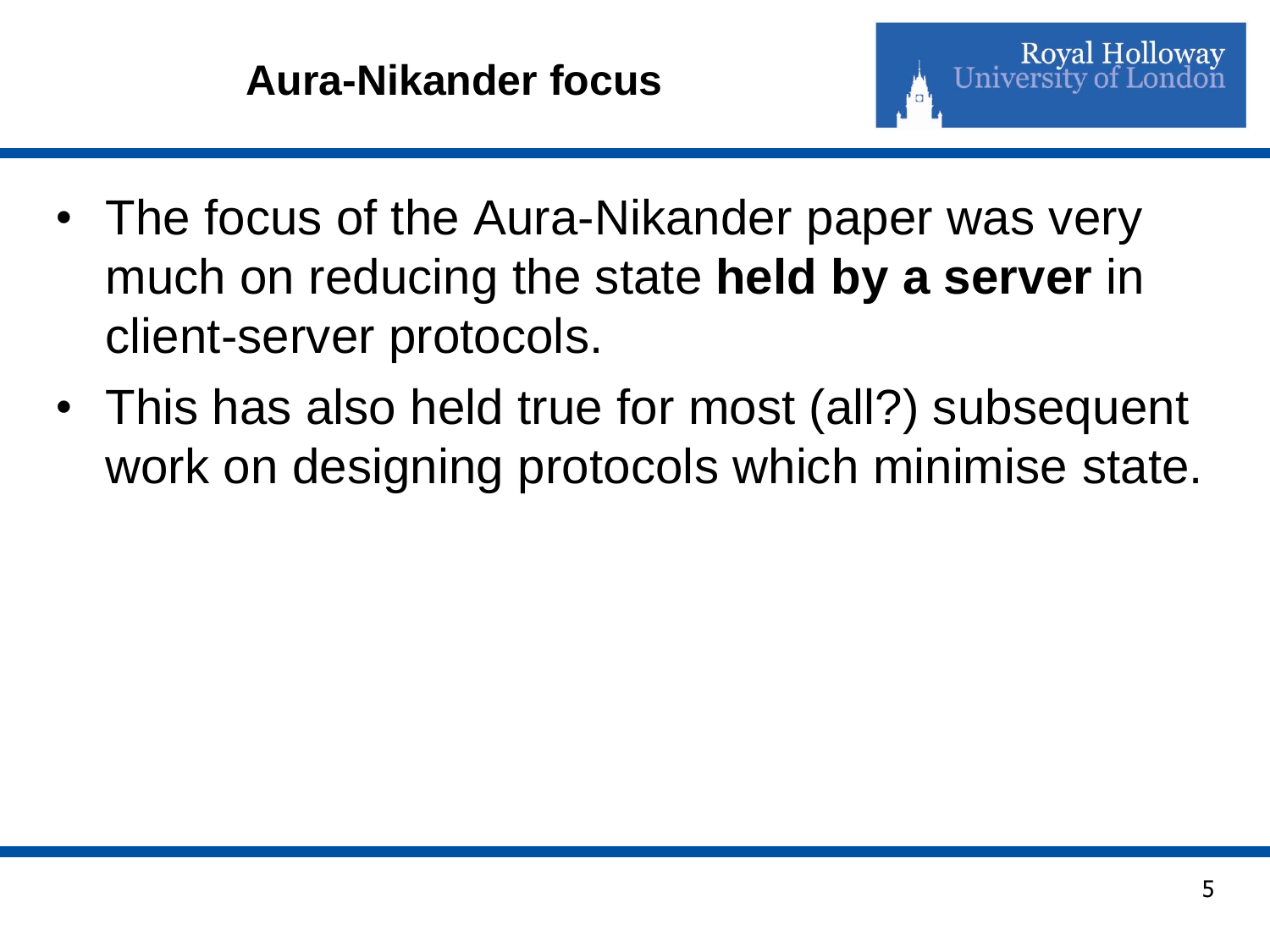# Aura-Nikander focus

- The focus of the Aura-Nikander paper was very much on reducing the state **held by a server** in client-server protocols.
- This has also held true for most (all?) subsequent work on designing protocols which minimise state.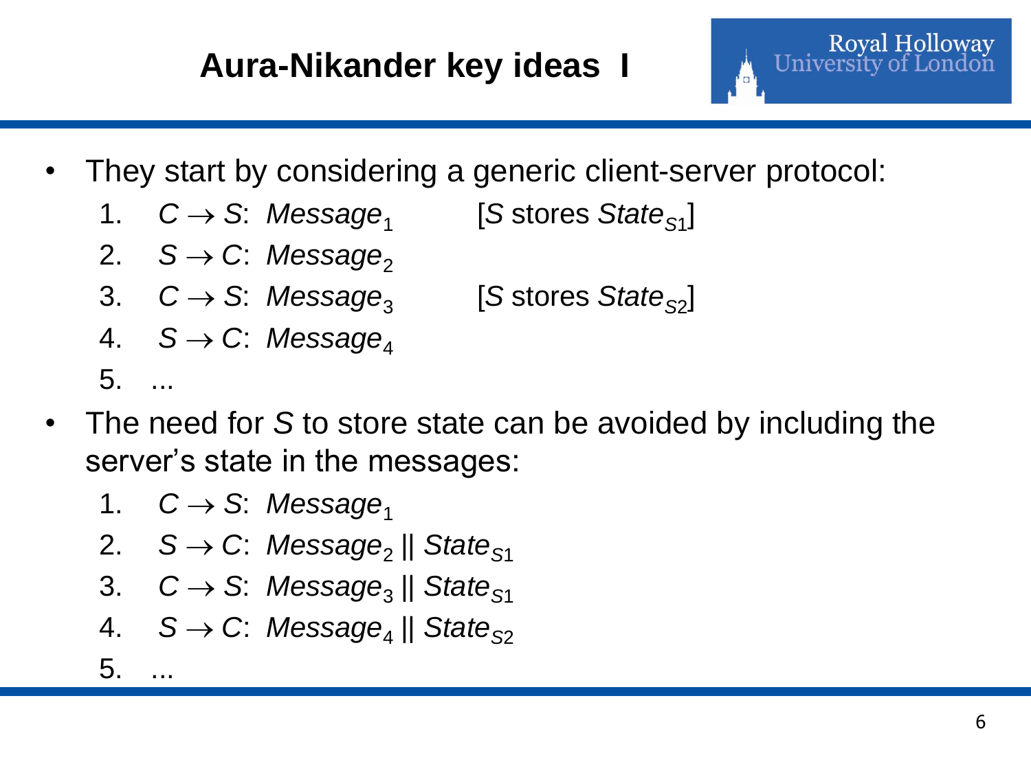# Aura-Nikander key ideas I

- They start by considering a generic client-server protocol:
  1. $C \rightarrow S$: $Message_1$ [$S$ stores $State_{S1}$]
  2. $S \rightarrow C$: $Message_2$
  3. $C \rightarrow S$: $Message_3$ [$S$ stores $State_{S2}$]
  4. $S \rightarrow C$: $Message_4$
  5. ...
- The need for $S$ to store state can be avoided by including the server's state in the messages:
  1. $C \rightarrow S$: $Message_1$
  2. $S \rightarrow C$: $Message_2 \,||\, State_{S1}$
  3. $C \rightarrow S$: $Message_3 \,||\, State_{S1}$
  4. $S \rightarrow C$: $Message_4 \,||\, State_{S2}$
  5. ...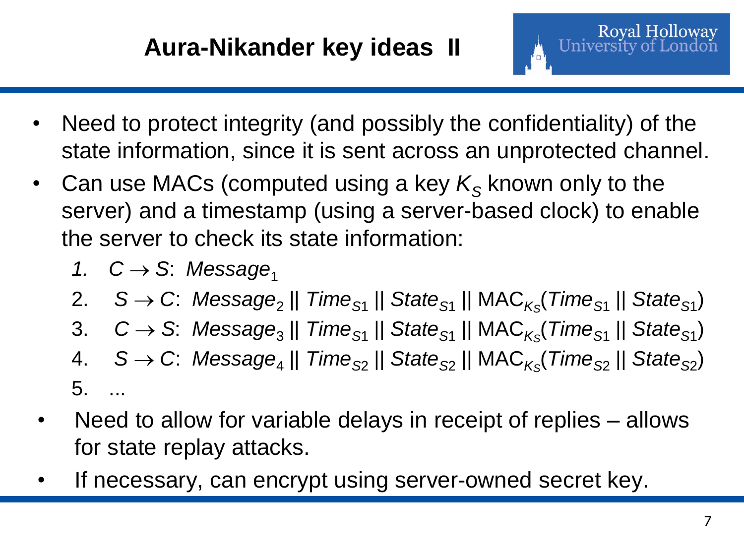# Aura-Nikander key ideas II

- Need to protect integrity (and possibly the confidentiality) of the state information, since it is sent across an unprotected channel.
- Can use MACs (computed using a key $K_S$ known only to the server) and a timestamp (using a server-based clock) to enable the server to check its state information:
  1. $C \rightarrow S$: $Message_1$
  2. $S \rightarrow C$: $Message_2 \,||\, Time_{S1} \,||\, State_{S1} \,||\, \mathrm{MAC}_{K_S}(Time_{S1} \,||\, State_{S1})$
  3. $C \rightarrow S$: $Message_3 \,||\, Time_{S1} \,||\, State_{S1} \,||\, \mathrm{MAC}_{K_S}(Time_{S1} \,||\, State_{S1})$
  4. $S \rightarrow C$: $Message_4 \,||\, Time_{S2} \,||\, State_{S2} \,||\, \mathrm{MAC}_{K_S}(Time_{S2} \,||\, State_{S2})$
  5. ...
- Need to allow for variable delays in receipt of replies – allows for state replay attacks.
- If necessary, can encrypt using server-owned secret key.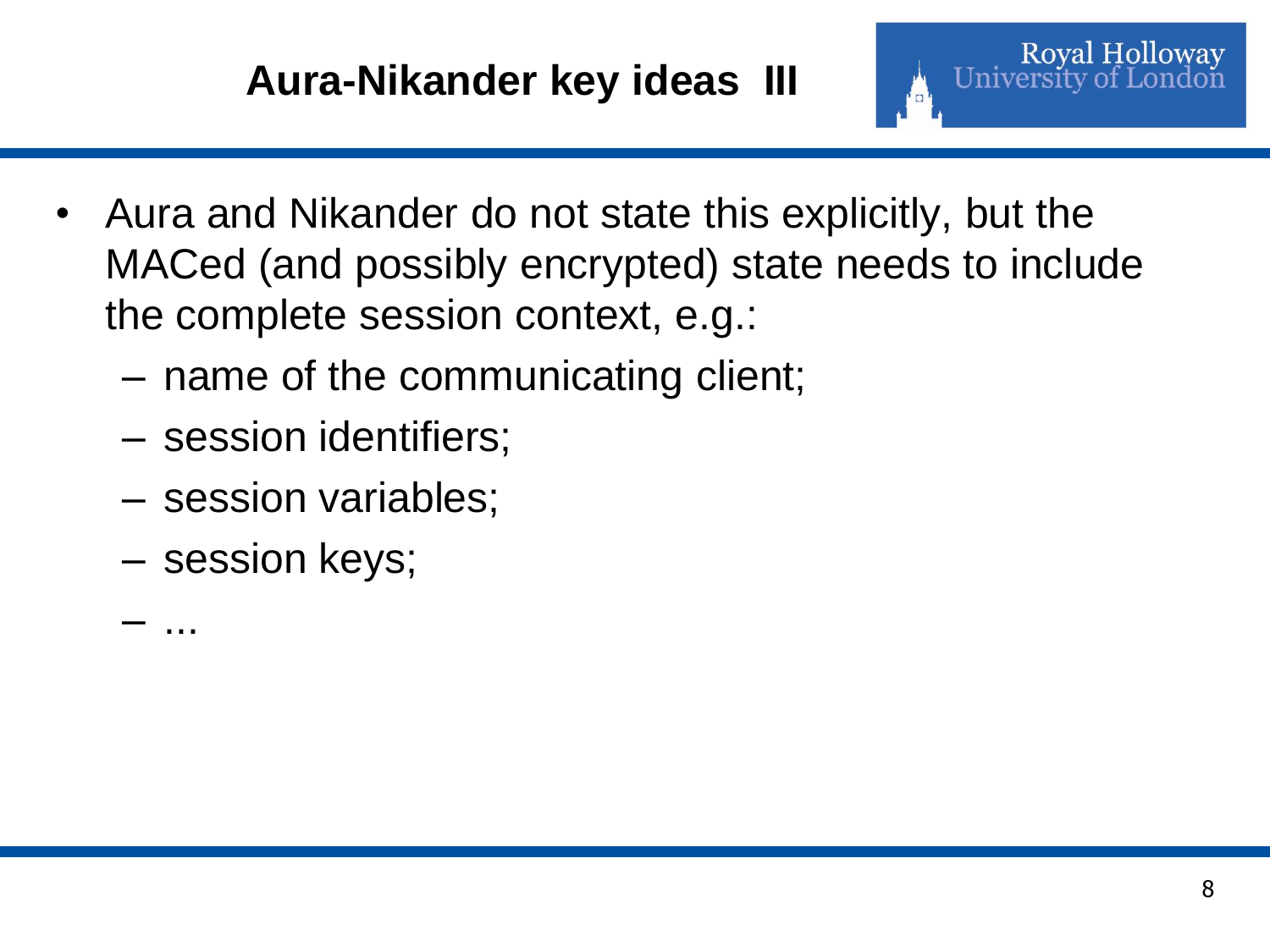# Aura-Nikander key ideas III

- Aura and Nikander do not state this explicitly, but the MACed (and possibly encrypted) state needs to include the complete session context, e.g.:
  - name of the communicating client;
  - session identifiers;
  - session variables;
  - session keys;
  - ...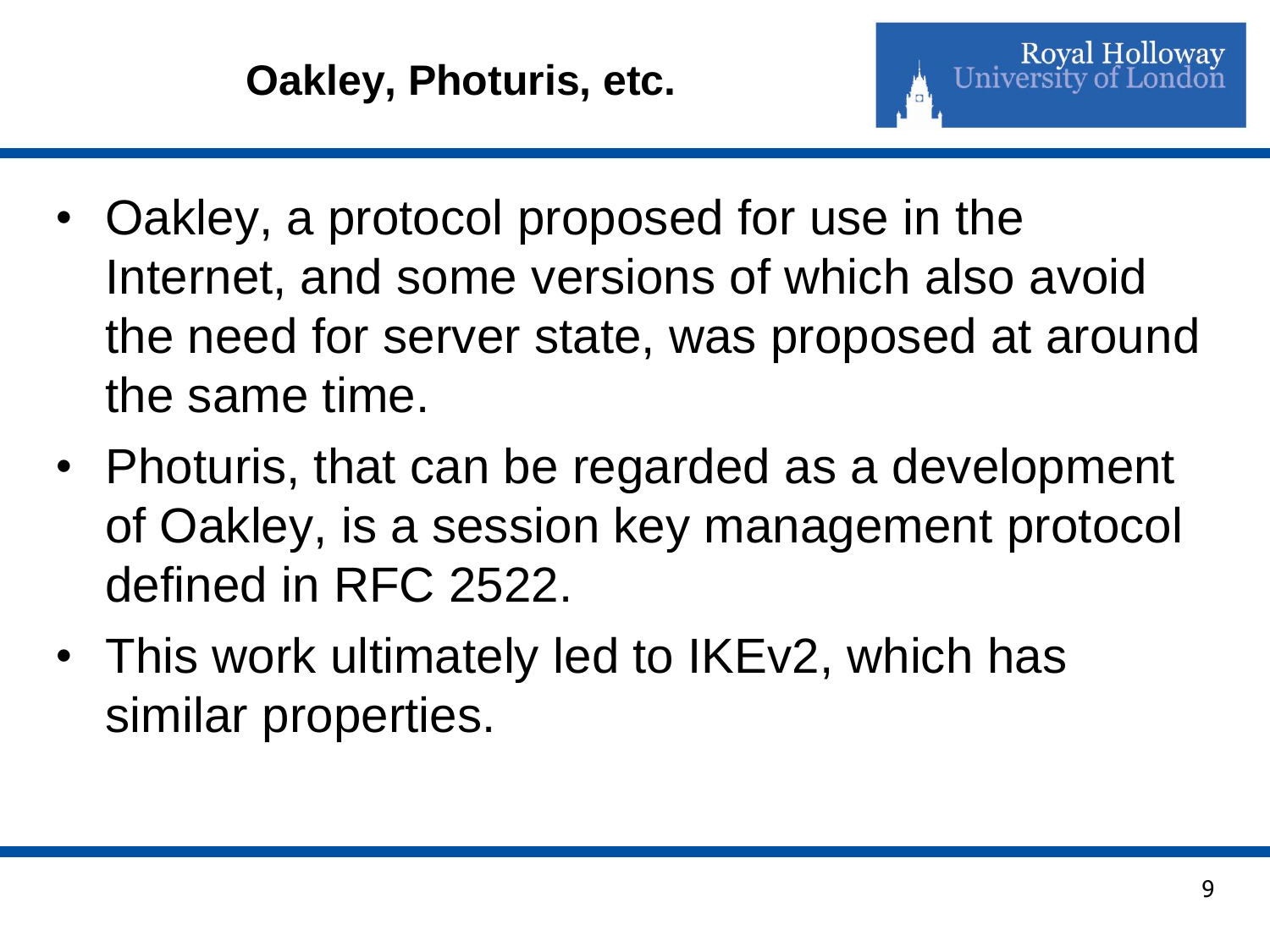# Oakley, Photuris, etc.

- Oakley, a protocol proposed for use in the Internet, and some versions of which also avoid the need for server state, was proposed at around the same time.
- Photuris, that can be regarded as a development of Oakley, is a session key management protocol defined in RFC 2522.
- This work ultimately led to IKEv2, which has similar properties.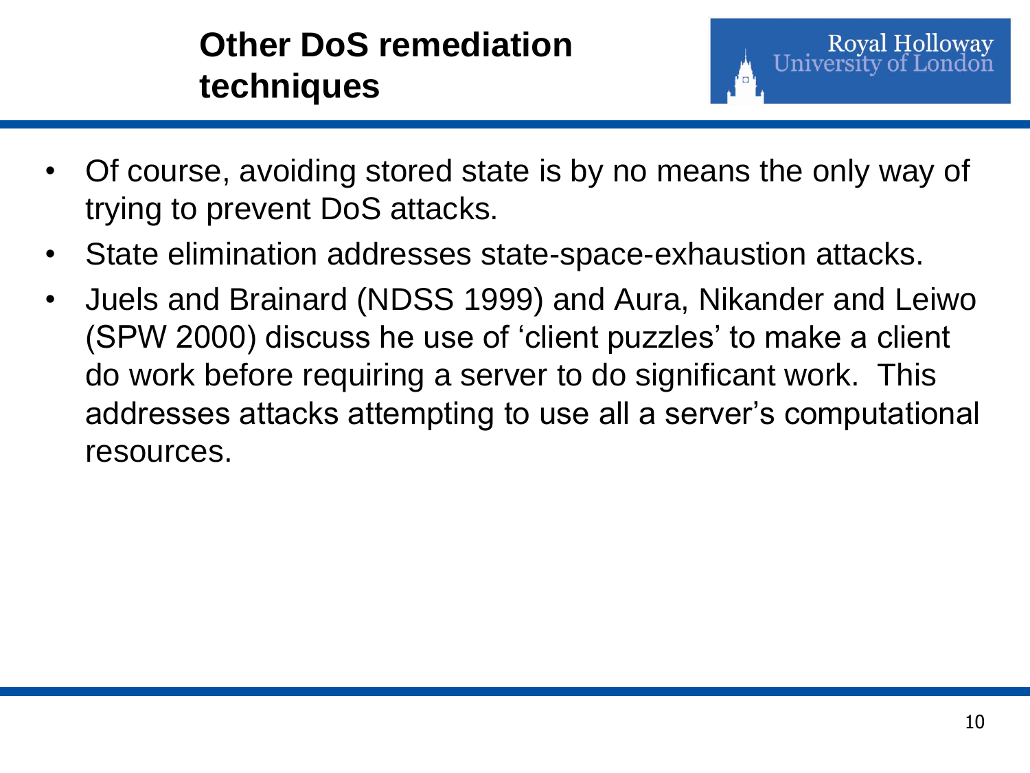# Other DoS remediation techniques

- Of course, avoiding stored state is by no means the only way of trying to prevent DoS attacks.
- State elimination addresses state-space-exhaustion attacks.
- Juels and Brainard (NDSS 1999) and Aura, Nikander and Leiwo (SPW 2000) discuss he use of 'client puzzles' to make a client do work before requiring a server to do significant work. This addresses attacks attempting to use all a server's computational resources.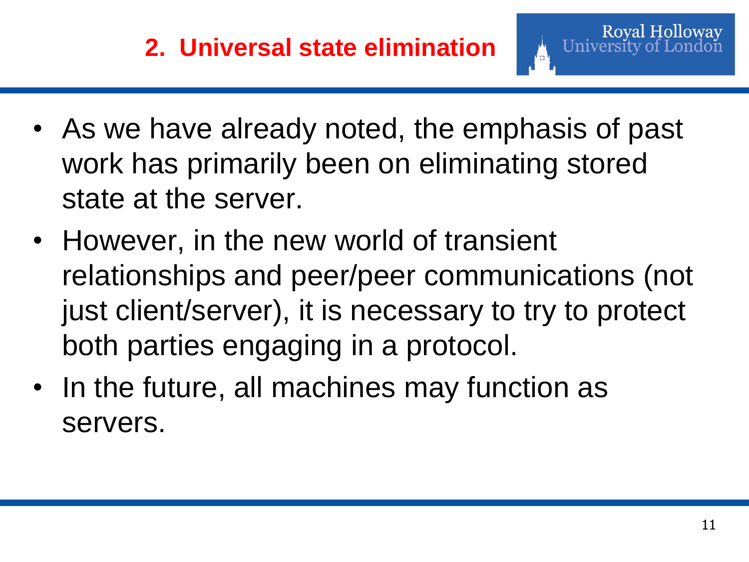## 2. Universal state elimination

- As we have already noted, the emphasis of past work has primarily been on eliminating stored state at the server.
- However, in the new world of transient relationships and peer/peer communications (not just client/server), it is necessary to try to protect both parties engaging in a protocol.
- In the future, all machines may function as servers.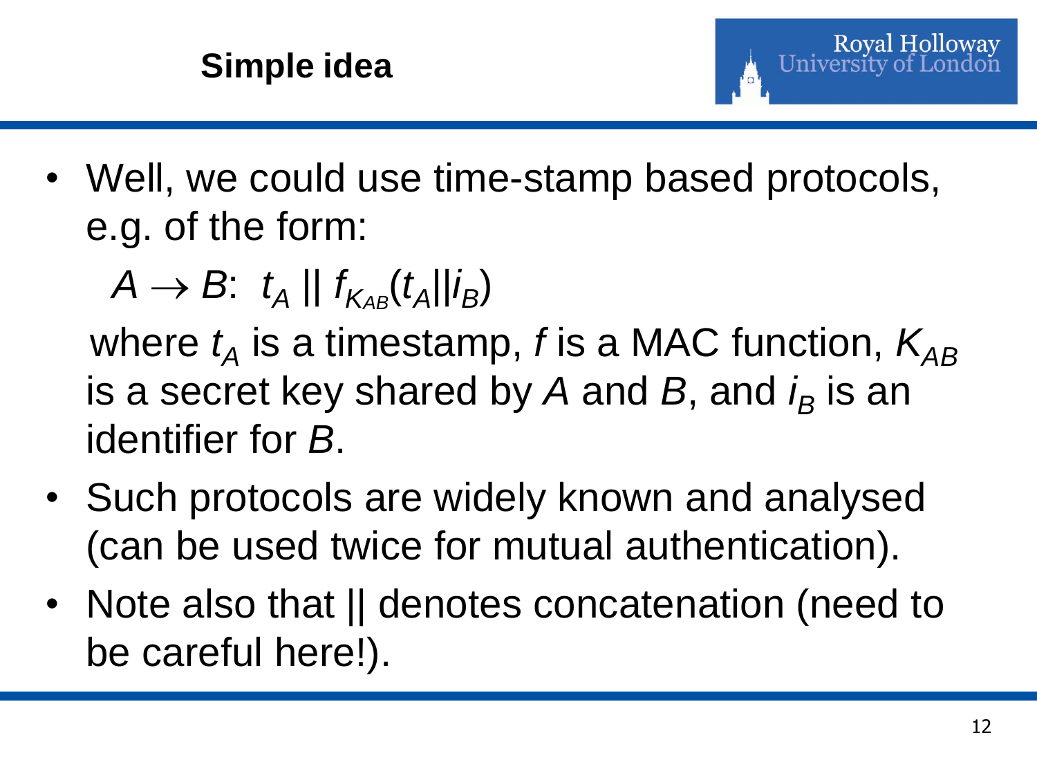## Simple idea

- Well, we could use time-stamp based protocols, e.g. of the form:

  $A \rightarrow B$: $t_A \,||\, f_{K_{AB}}(t_A || i_B)$

  where $t_A$ is a timestamp, $f$ is a MAC function, $K_{AB}$ is a secret key shared by $A$ and $B$, and $i_B$ is an identifier for $B$.
- Such protocols are widely known and analysed (can be used twice for mutual authentication).
- Note also that || denotes concatenation (need to be careful here!).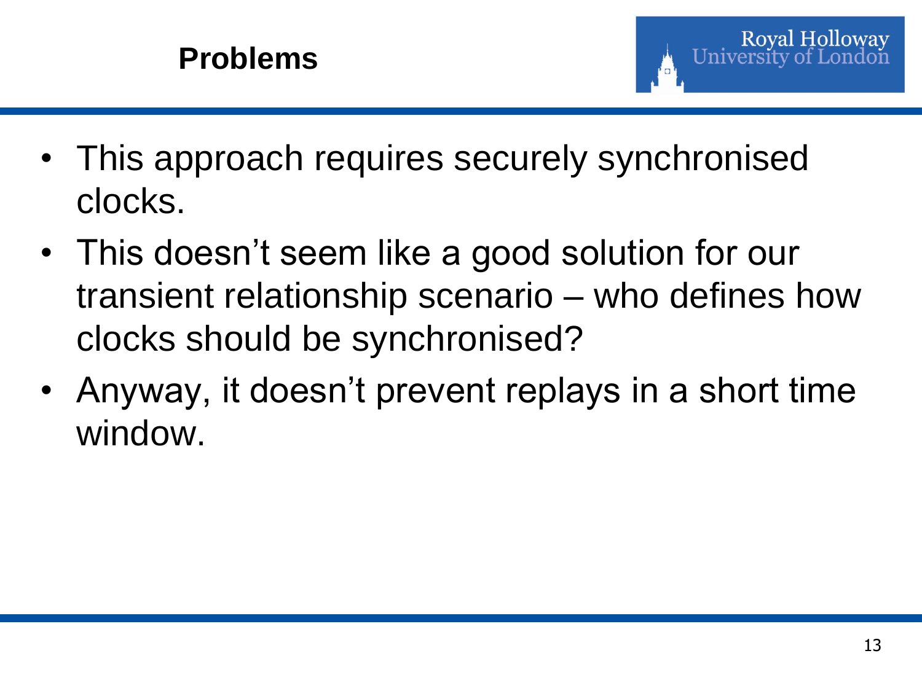# Problems

- This approach requires securely synchronised clocks.
- This doesn’t seem like a good solution for our transient relationship scenario – who defines how clocks should be synchronised?
- Anyway, it doesn’t prevent replays in a short time window.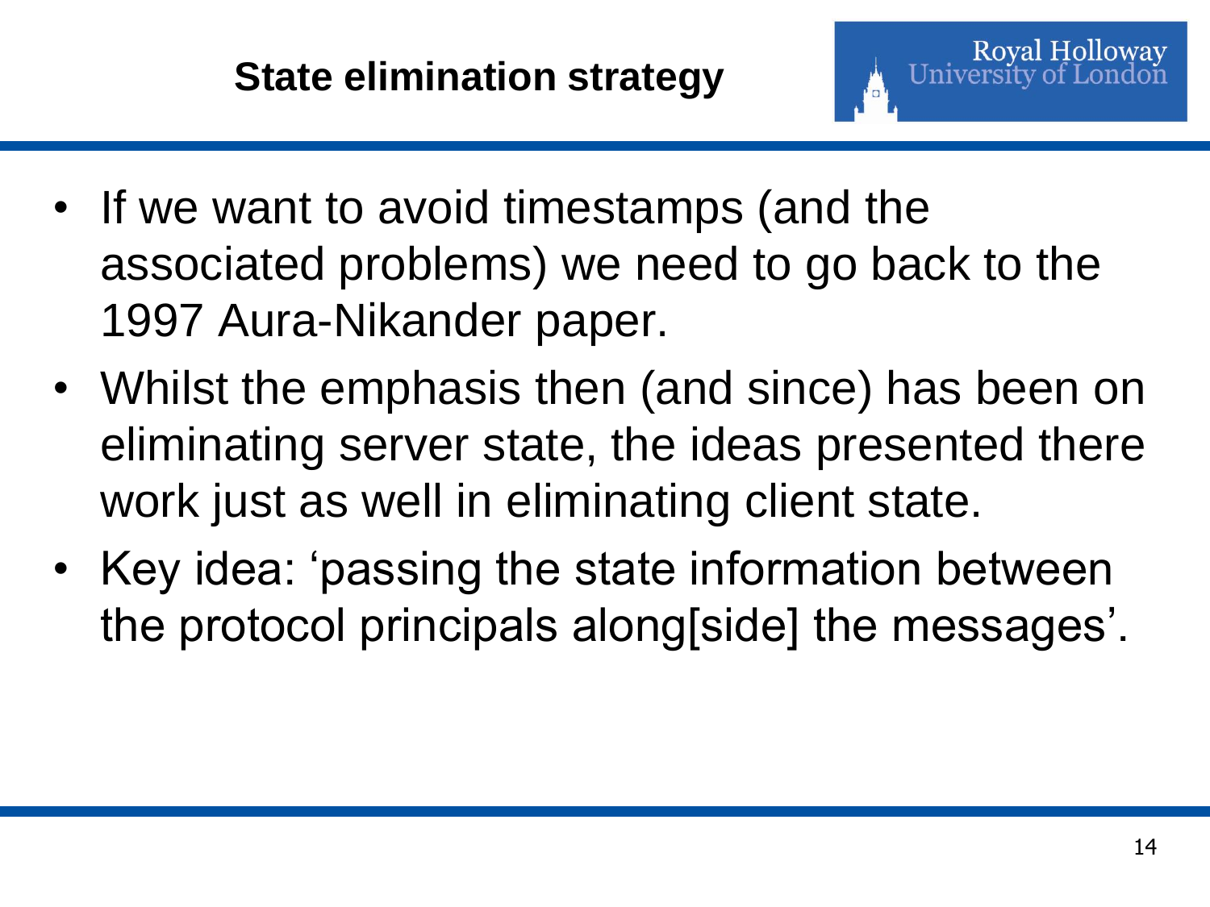# State elimination strategy

- If we want to avoid timestamps (and the associated problems) we need to go back to the 1997 Aura-Nikander paper.
- Whilst the emphasis then (and since) has been on eliminating server state, the ideas presented there work just as well in eliminating client state.
- Key idea: 'passing the state information between the protocol principals along[side] the messages'.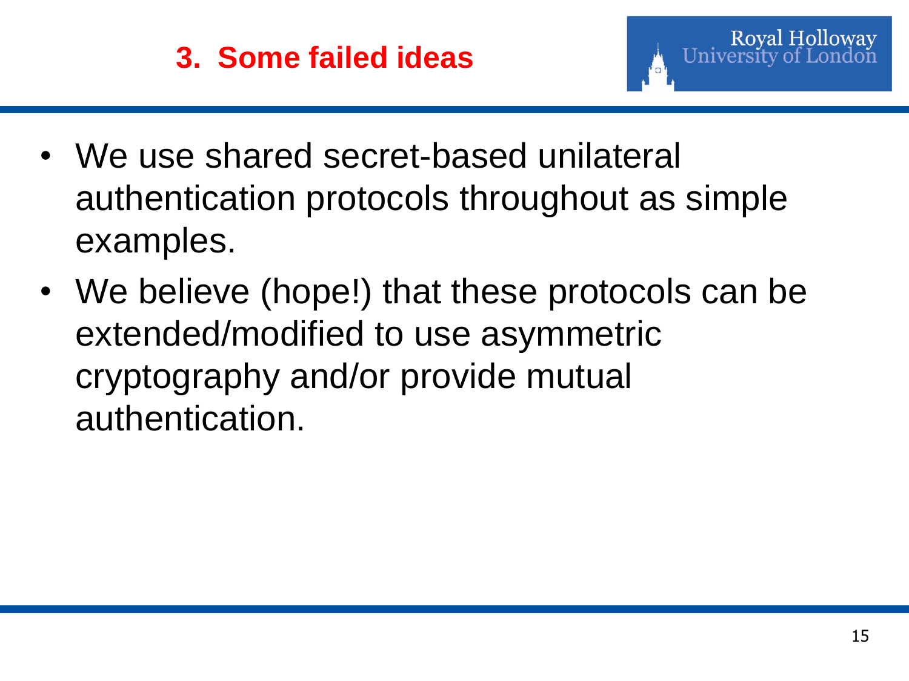# 3. Some failed ideas

- We use shared secret-based unilateral authentication protocols throughout as simple examples.
- We believe (hope!) that these protocols can be extended/modified to use asymmetric cryptography and/or provide mutual authentication.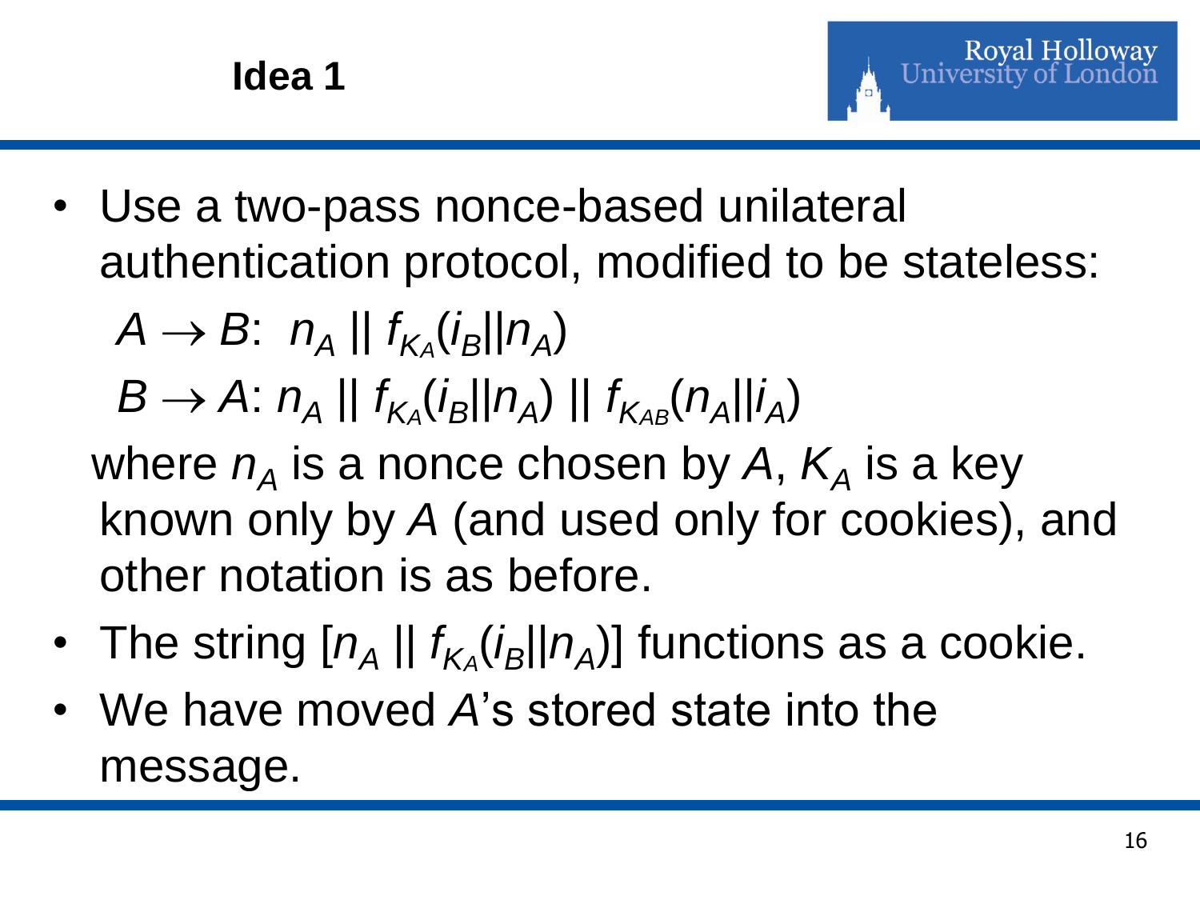## Idea 1

- Use a two-pass nonce-based unilateral authentication protocol, modified to be stateless:

  $A \rightarrow B$: $n_A \,||\, f_{K_A}(i_B || n_A)$

  $B \rightarrow A$: $n_A \,||\, f_{K_A}(i_B || n_A) \,||\, f_{K_{AB}}(n_A || i_A)$

  where $n_A$ is a nonce chosen by $A$, $K_A$ is a key known only by $A$ (and used only for cookies), and other notation is as before.

- The string $[n_A \,||\, f_{K_A}(i_B || n_A)]$ functions as a cookie.
- We have moved $A$'s stored state into the message.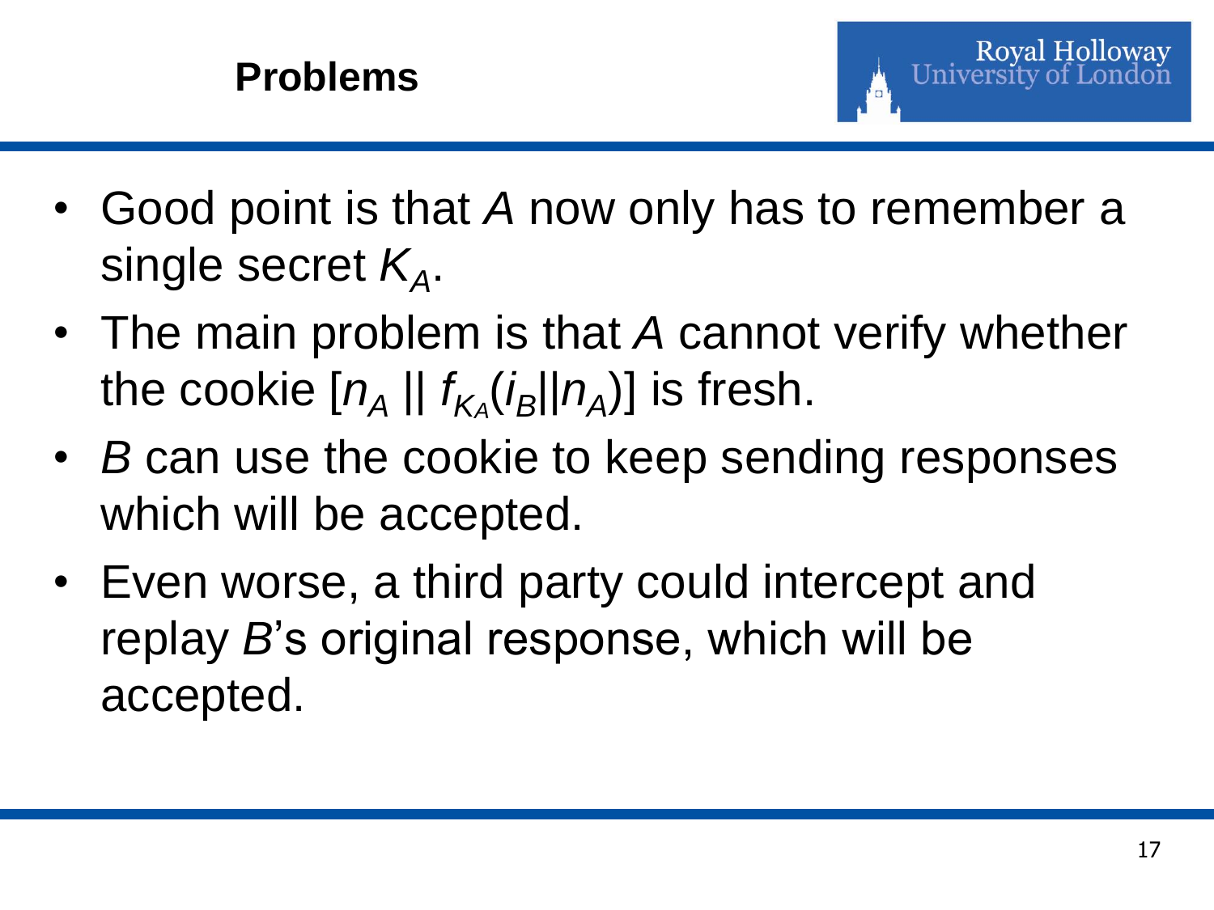# Problems

- Good point is that $A$ now only has to remember a single secret $K_A$.
- The main problem is that $A$ cannot verify whether the cookie $[n_A \,||\, f_{K_A}(i_B||n_A)]$ is fresh.
- $B$ can use the cookie to keep sending responses which will be accepted.
- Even worse, a third party could intercept and replay $B$'s original response, which will be accepted.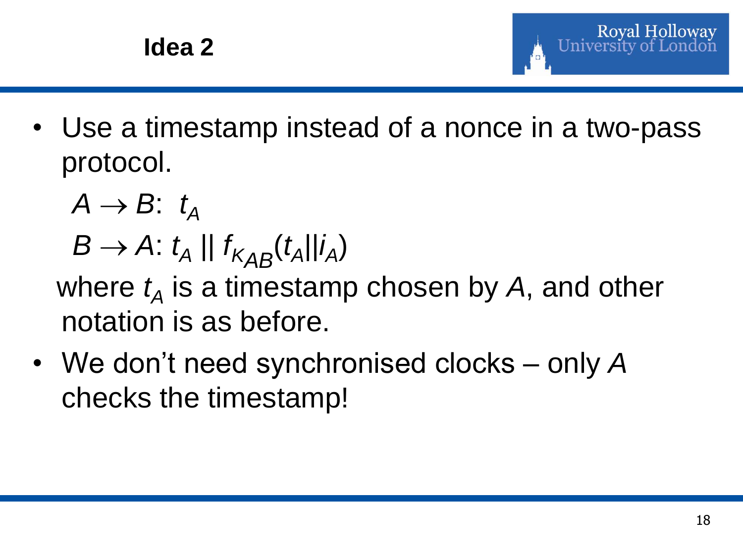# Idea 2

- Use a timestamp instead of a nonce in a two-pass protocol.

  $A \rightarrow B$: $t_A$

  $B \rightarrow A$: $t_A \,||\, f_{K_{AB}}(t_A || i_A)$

  where $t_A$ is a timestamp chosen by $A$, and other notation is as before.

- We don't need synchronised clocks – only $A$ checks the timestamp!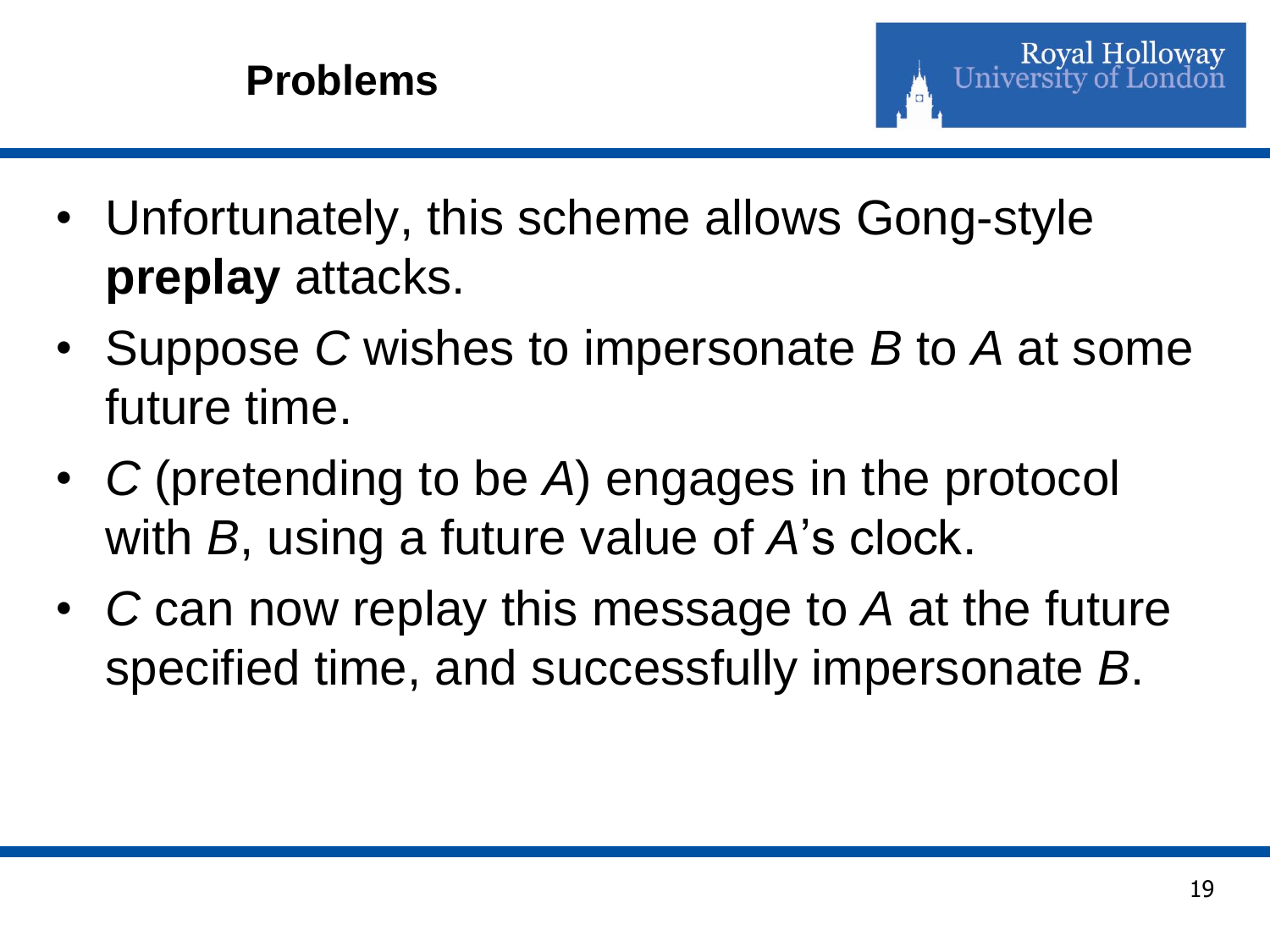# Problems

- Unfortunately, this scheme allows Gong-style **preplay** attacks.
- Suppose *C* wishes to impersonate *B* to *A* at some future time.
- *C* (pretending to be *A*) engages in the protocol with *B*, using a future value of *A*'s clock.
- *C* can now replay this message to *A* at the future specified time, and successfully impersonate *B*.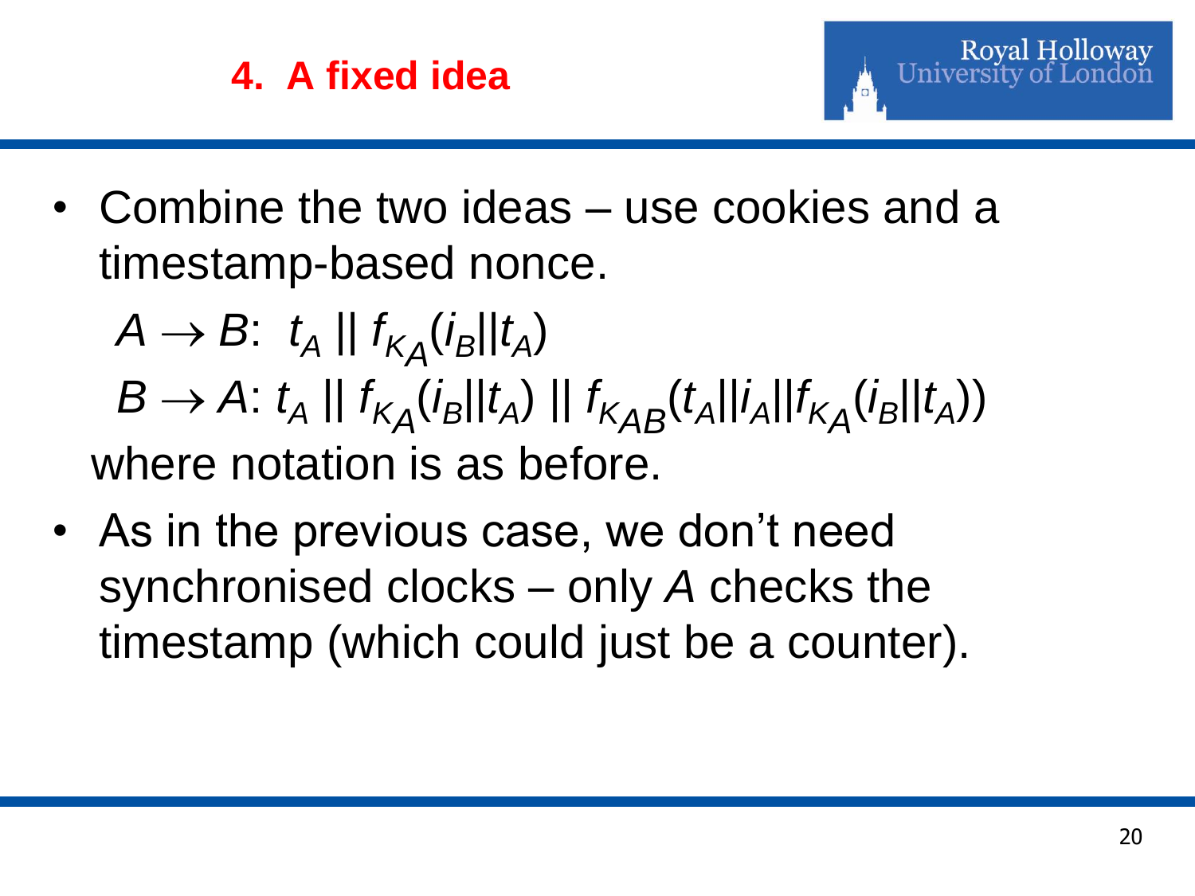## 4. A fixed idea

- Combine the two ideas – use cookies and a timestamp-based nonce.

  $A \rightarrow B$: $t_A \,||\, f_{K_A}(i_B||t_A)$

  $B \rightarrow A$: $t_A \,||\, f_{K_A}(i_B||t_A) \,||\, f_{K_{AB}}(t_A||i_A||f_{K_A}(i_B||t_A))$

  where notation is as before.

- As in the previous case, we don't need synchronised clocks – only *A* checks the timestamp (which could just be a counter).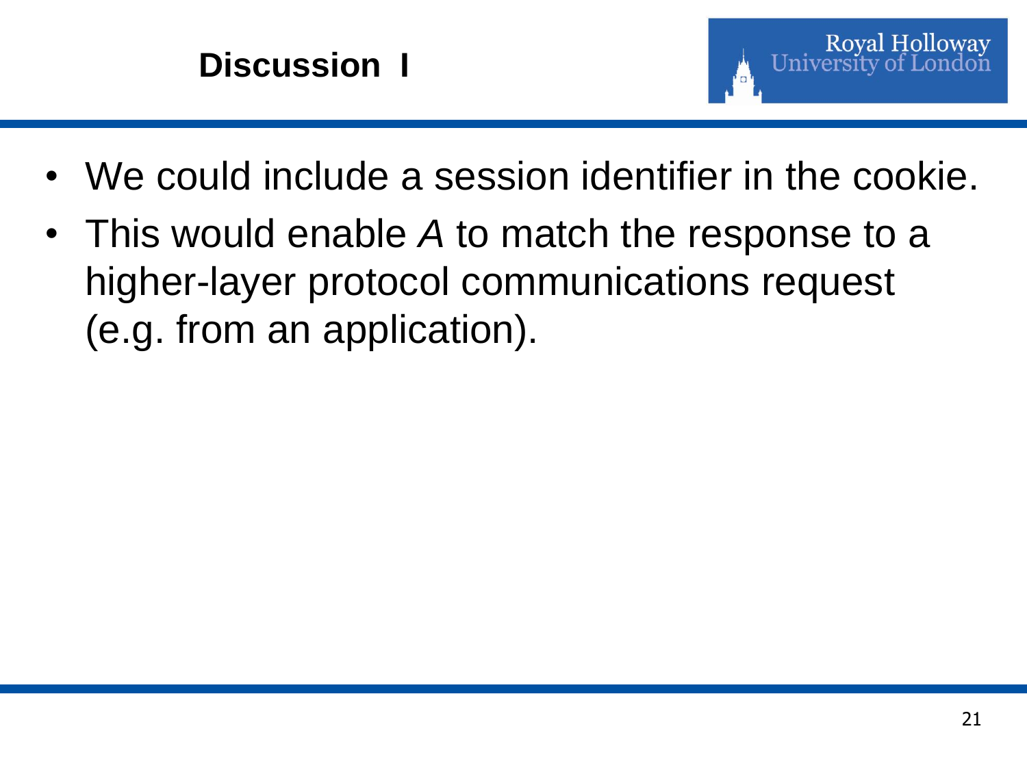# Discussion I

- We could include a session identifier in the cookie.
- This would enable *A* to match the response to a higher-layer protocol communications request (e.g. from an application).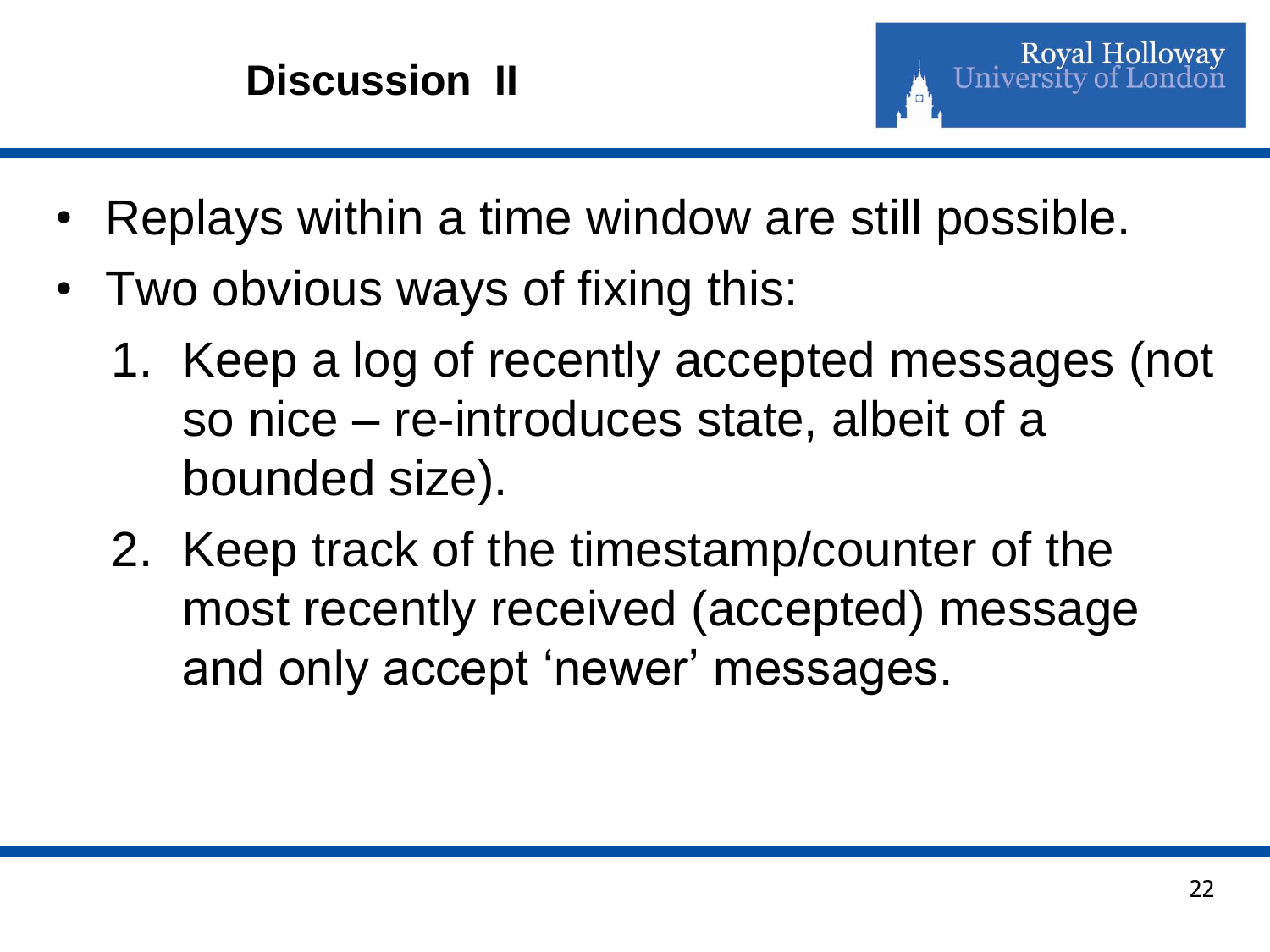# Discussion II

- Replays within a time window are still possible.
- Two obvious ways of fixing this:
  1. Keep a log of recently accepted messages (not so nice – re-introduces state, albeit of a bounded size).
  2. Keep track of the timestamp/counter of the most recently received (accepted) message and only accept 'newer' messages.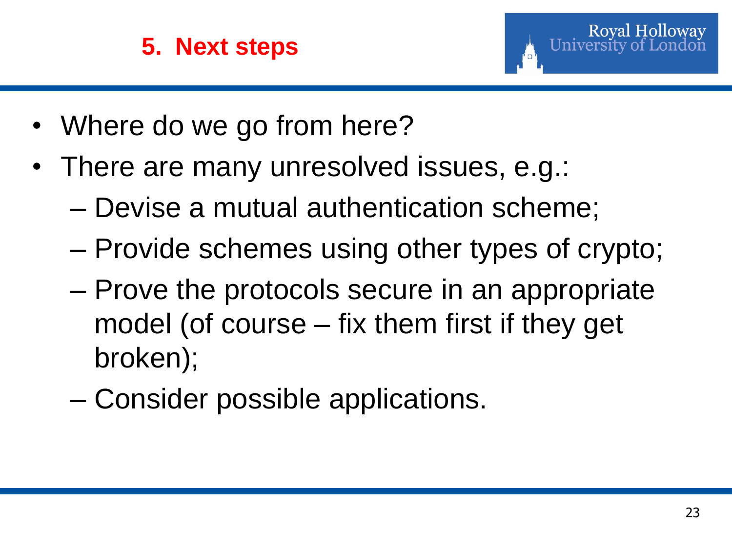## 5. Next steps

- Where do we go from here?
- There are many unresolved issues, e.g.:
  - Devise a mutual authentication scheme;
  - Provide schemes using other types of crypto;
  - Prove the protocols secure in an appropriate model (of course – fix them first if they get broken);
  - Consider possible applications.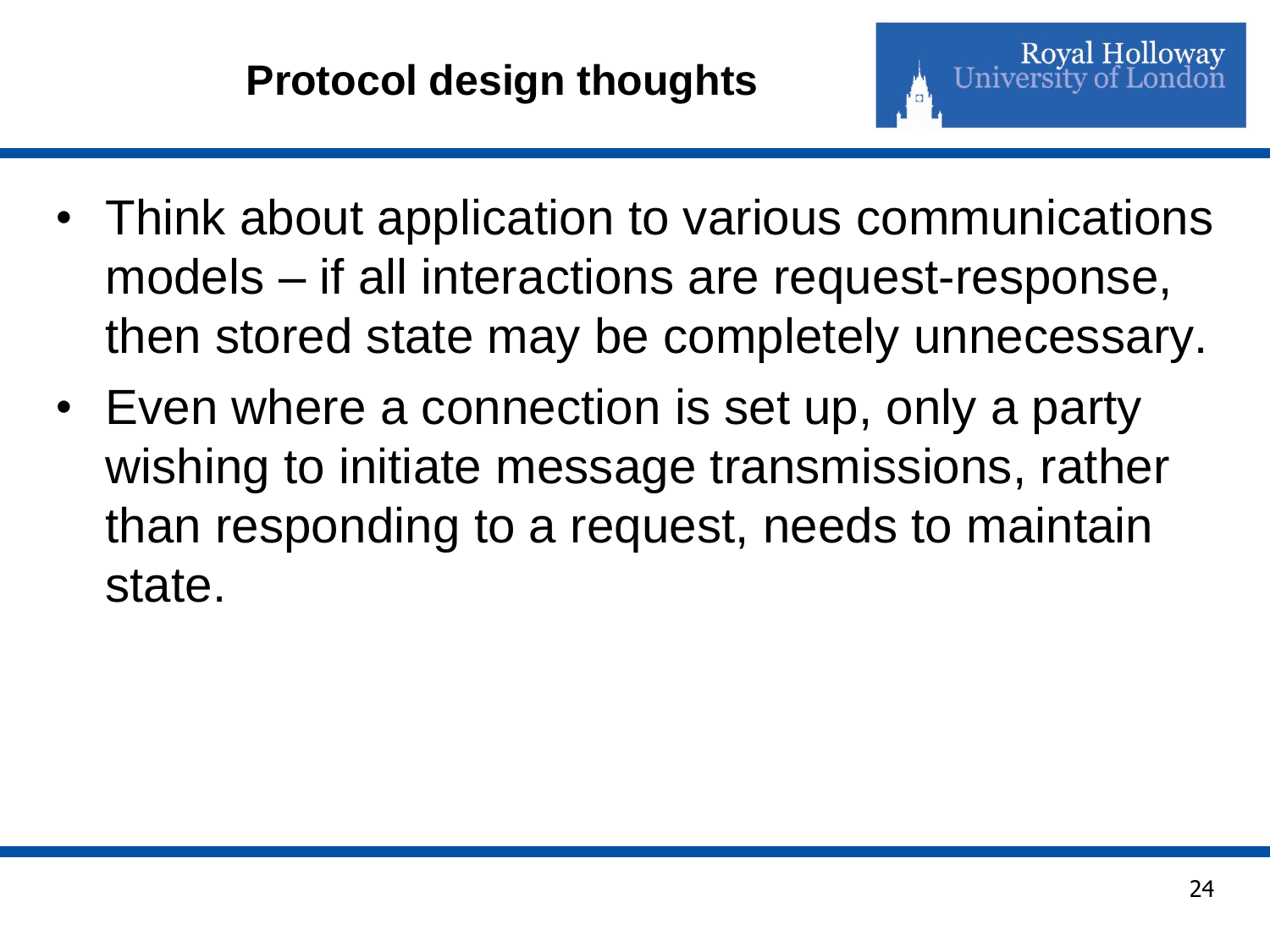# Protocol design thoughts

- Think about application to various communications models – if all interactions are request-response, then stored state may be completely unnecessary.
- Even where a connection is set up, only a party wishing to initiate message transmissions, rather than responding to a request, needs to maintain state.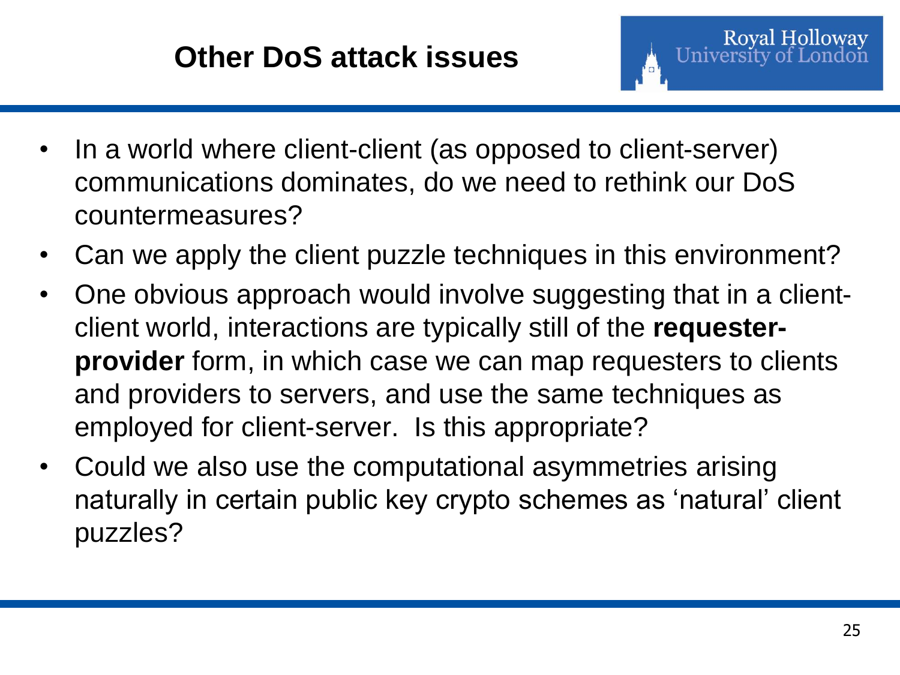# Other DoS attack issues

- In a world where client-client (as opposed to client-server) communications dominates, do we need to rethink our DoS countermeasures?
- Can we apply the client puzzle techniques in this environment?
- One obvious approach would involve suggesting that in a client-client world, interactions are typically still of the **requester-provider** form, in which case we can map requesters to clients and providers to servers, and use the same techniques as employed for client-server. Is this appropriate?
- Could we also use the computational asymmetries arising naturally in certain public key crypto schemes as 'natural' client puzzles?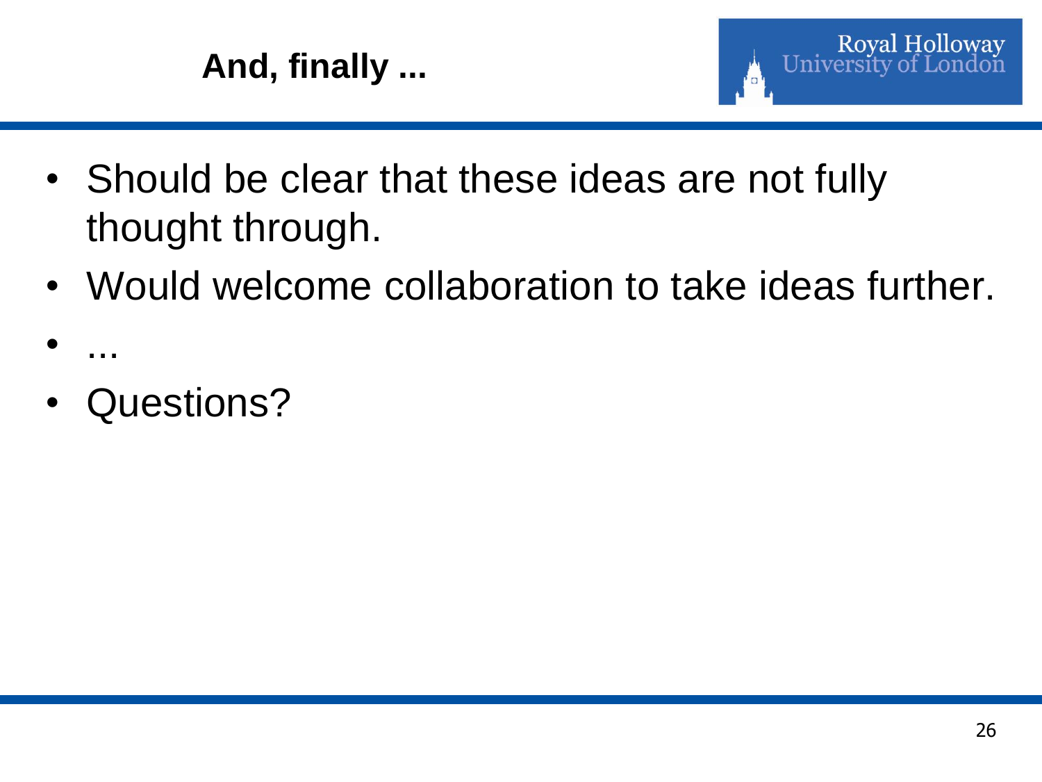# And, finally ...

- Should be clear that these ideas are not fully thought through.
- Would welcome collaboration to take ideas further.
- ...
- Questions?